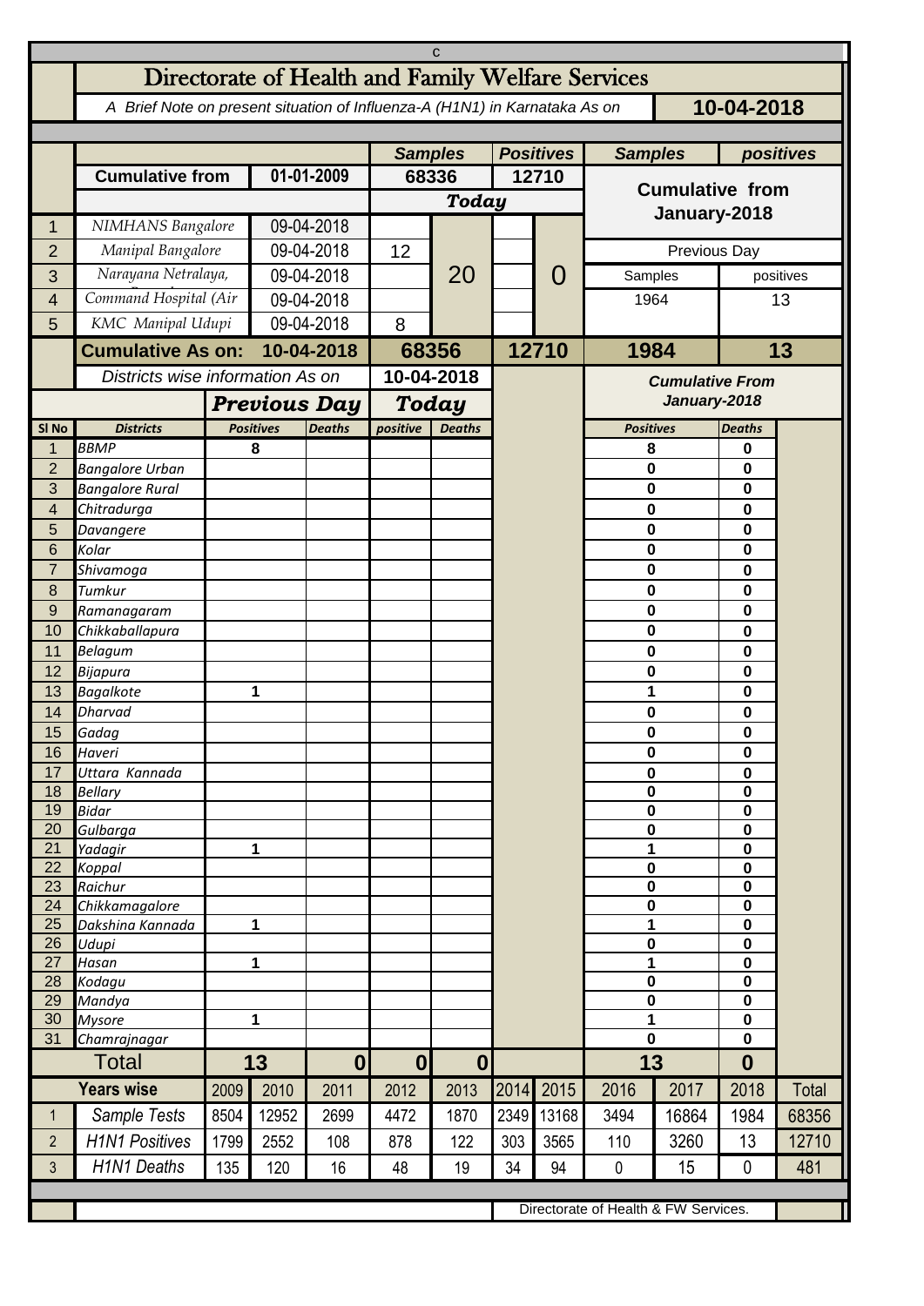# Directorate of Health and Family Welfare Services

*A Brief Note on present situation of Influenza-A (H1N1) in Karnataka As on* **10-04-2018**

| | | | | Samples | | Positives | | Samples | positives |
|---|---|---|---|---|---|---|---|---|---|
| | **Cumulative from** | | **01-01-2009** | **68336** | | **12710** | | **Cumulative from January-2018** | |
| | | | | **Today** | | | | | |
| 1 | *NIMHANS Bangalore* | | 09-04-2018 | | 20 | | 0 | | |
| 2 | *Manipal Bangalore* | | 09-04-2018 | 12 | | | | Previous Day | |
| 3 | *Narayana Netralaya,* | | 09-04-2018 | | | | | Samples | positives |
| 4 | *Command Hospital (Air* | | 09-04-2018 | | | | | 1964 | 13 |
| 5 | *KMC Manipal Udupi* | | 09-04-2018 | 8 | | | | | |
| | **Cumulative As on:** | | **10-04-2018** | **68356** | | **12710** | | **1984** | **13** |

*Districts wise information As on* **10-04-2018**

| Sl No | Districts | Previous Day Positives | Previous Day Deaths | Today positive | Today Deaths | Cumulative From January-2018 Positives | Cumulative From January-2018 Deaths |
|---|---|---|---|---|---|---|---|
| 1 | *BBMP* | 8 | | | | 8 | 0 |
| 2 | *Bangalore Urban* | | | | | 0 | 0 |
| 3 | *Bangalore Rural* | | | | | 0 | 0 |
| 4 | *Chitradurga* | | | | | 0 | 0 |
| 5 | *Davangere* | | | | | 0 | 0 |
| 6 | *Kolar* | | | | | 0 | 0 |
| 7 | *Shivamoga* | | | | | 0 | 0 |
| 8 | *Tumkur* | | | | | 0 | 0 |
| 9 | *Ramanagaram* | | | | | 0 | 0 |
| 10 | *Chikkaballapura* | | | | | 0 | 0 |
| 11 | *Belagum* | | | | | 0 | 0 |
| 12 | *Bijapura* | | | | | 0 | 0 |
| 13 | *Bagalkote* | 1 | | | | 1 | 0 |
| 14 | *Dharvad* | | | | | 0 | 0 |
| 15 | *Gadag* | | | | | 0 | 0 |
| 16 | *Haveri* | | | | | 0 | 0 |
| 17 | *Uttara Kannada* | | | | | 0 | 0 |
| 18 | *Bellary* | | | | | 0 | 0 |
| 19 | *Bidar* | | | | | 0 | 0 |
| 20 | *Gulbarga* | | | | | 0 | 0 |
| 21 | *Yadagir* | 1 | | | | 1 | 0 |
| 22 | *Koppal* | | | | | 0 | 0 |
| 23 | *Raichur* | | | | | 0 | 0 |
| 24 | *Chikkamagalore* | | | | | 0 | 0 |
| 25 | *Dakshina Kannada* | 1 | | | | 1 | 0 |
| 26 | *Udupi* | | | | | 0 | 0 |
| 27 | *Hasan* | 1 | | | | 1 | 0 |
| 28 | *Kodagu* | | | | | 0 | 0 |
| 29 | *Mandya* | | | | | 0 | 0 |
| 30 | *Mysore* | 1 | | | | 1 | 0 |
| 31 | *Chamrajnagar* | | | | | 0 | 0 |
| | **Total** | **13** | **0** | **0** | **0** | **13** | **0** |

| | Years wise | 2009 | 2010 | 2011 | 2012 | 2013 | 2014 | 2015 | 2016 | 2017 | 2018 | Total |
|---|---|---|---|---|---|---|---|---|---|---|---|---|
| 1 | *Sample Tests* | 8504 | 12952 | 2699 | 4472 | 1870 | 2349 | 13168 | 3494 | 16864 | 1984 | 68356 |
| 2 | *H1N1 Positives* | 1799 | 2552 | 108 | 878 | 122 | 303 | 3565 | 110 | 3260 | 13 | 12710 |
| 3 | *H1N1 Deaths* | 135 | 120 | 16 | 48 | 19 | 34 | 94 | 0 | 15 | 0 | 481 |

Directorate of Health & FW Services.